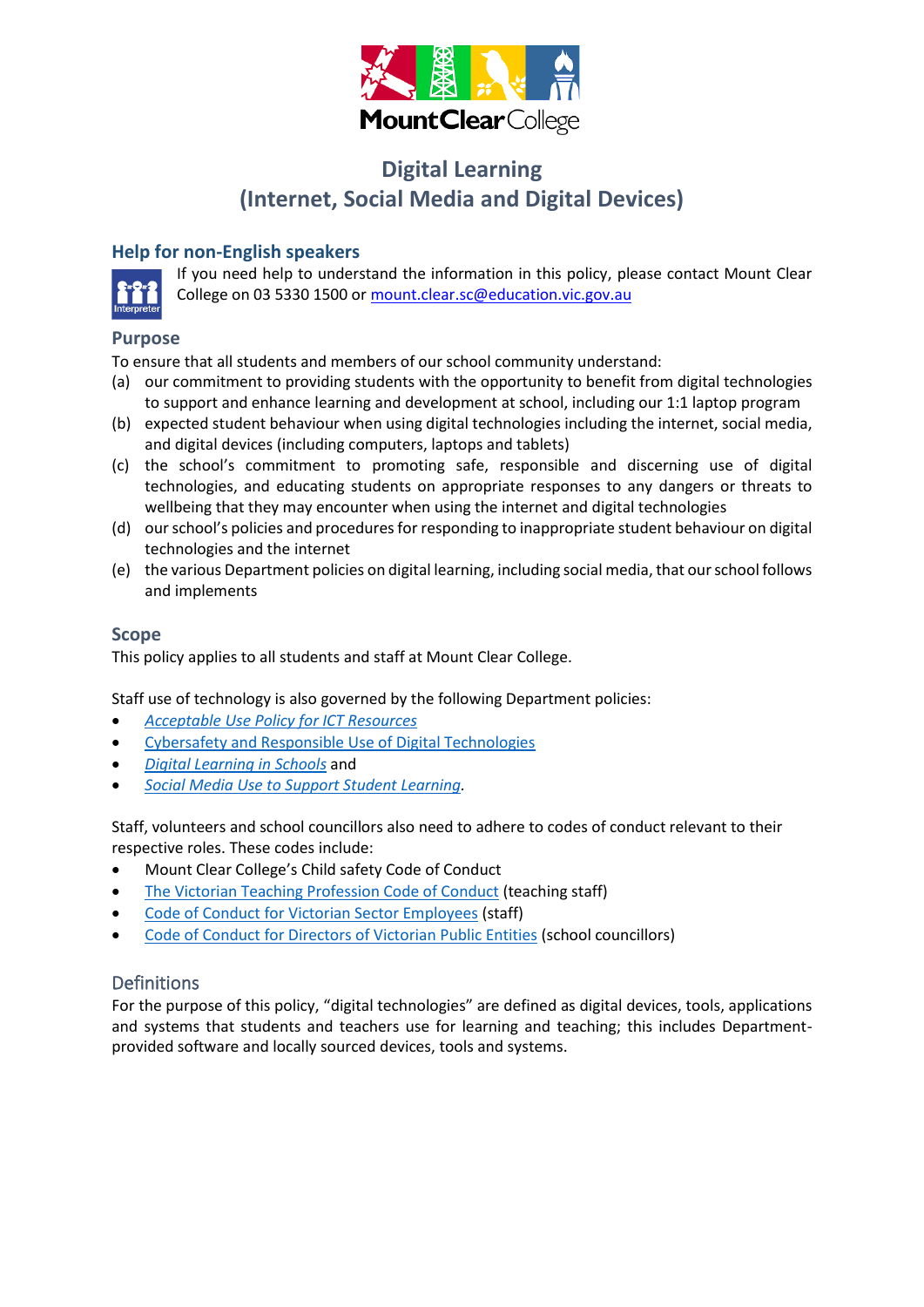MountClearCollege

# Digital Learning
# (Internet, Social Media and Digital Devices)

## Help for non-English speakers

If you need help to understand the information in this policy, please contact Mount Clear College on 03 5330 1500 or mount.clear.sc@education.vic.gov.au

## Purpose

To ensure that all students and members of our school community understand:

(a) our commitment to providing students with the opportunity to benefit from digital technologies to support and enhance learning and development at school, including our 1:1 laptop program
(b) expected student behaviour when using digital technologies including the internet, social media, and digital devices (including computers, laptops and tablets)
(c) the school's commitment to promoting safe, responsible and discerning use of digital technologies, and educating students on appropriate responses to any dangers or threats to wellbeing that they may encounter when using the internet and digital technologies
(d) our school's policies and procedures for responding to inappropriate student behaviour on digital technologies and the internet
(e) the various Department policies on digital learning, including social media, that our school follows and implements

## Scope

This policy applies to all students and staff at Mount Clear College.

Staff use of technology is also governed by the following Department policies:

- *Acceptable Use Policy for ICT Resources*
- Cybersafety and Responsible Use of Digital Technologies
- *Digital Learning in Schools* and
- *Social Media Use to Support Student Learning*.

Staff, volunteers and school councillors also need to adhere to codes of conduct relevant to their respective roles. These codes include:

- Mount Clear College's Child safety Code of Conduct
- The Victorian Teaching Profession Code of Conduct (teaching staff)
- Code of Conduct for Victorian Sector Employees (staff)
- Code of Conduct for Directors of Victorian Public Entities (school councillors)

## Definitions

For the purpose of this policy, "digital technologies" are defined as digital devices, tools, applications and systems that students and teachers use for learning and teaching; this includes Department-provided software and locally sourced devices, tools and systems.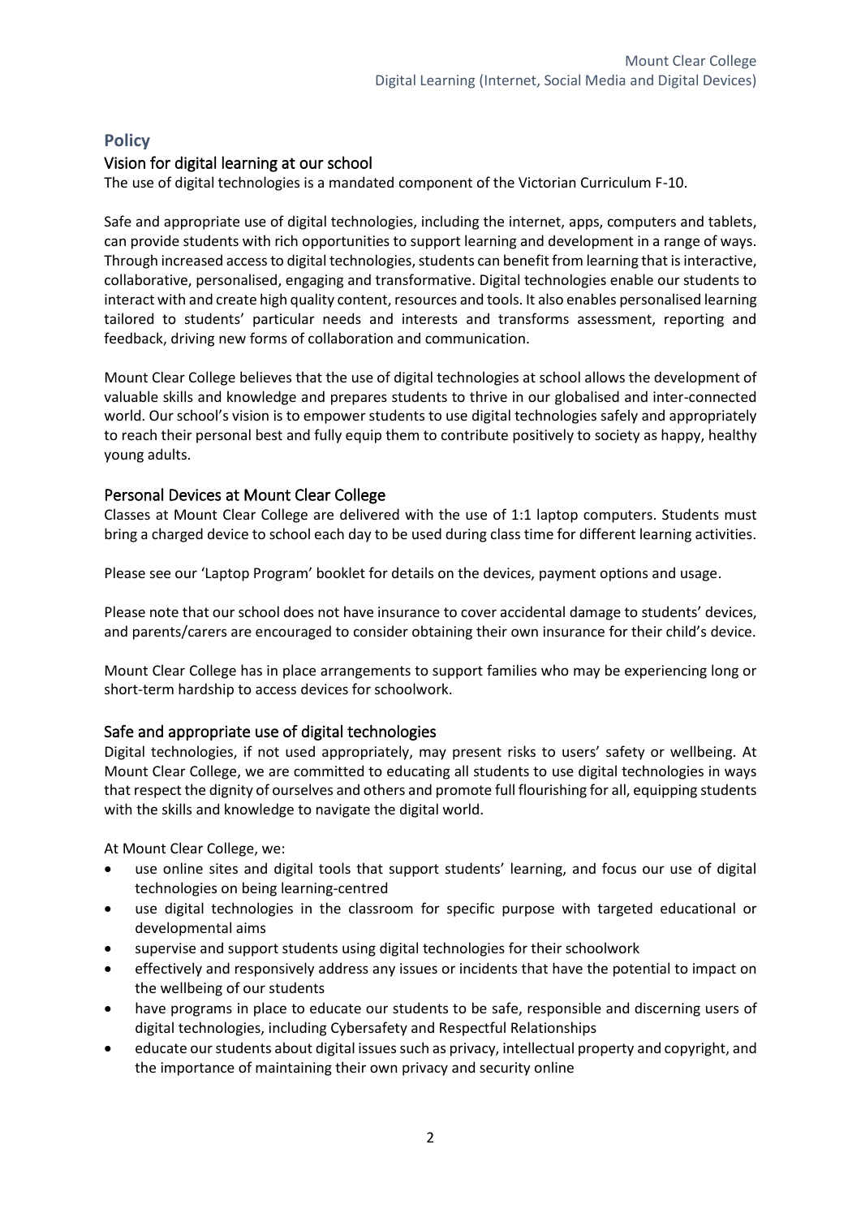## Policy

### Vision for digital learning at our school

The use of digital technologies is a mandated component of the Victorian Curriculum F-10.

Safe and appropriate use of digital technologies, including the internet, apps, computers and tablets, can provide students with rich opportunities to support learning and development in a range of ways. Through increased access to digital technologies, students can benefit from learning that is interactive, collaborative, personalised, engaging and transformative. Digital technologies enable our students to interact with and create high quality content, resources and tools. It also enables personalised learning tailored to students' particular needs and interests and transforms assessment, reporting and feedback, driving new forms of collaboration and communication.

Mount Clear College believes that the use of digital technologies at school allows the development of valuable skills and knowledge and prepares students to thrive in our globalised and inter-connected world. Our school's vision is to empower students to use digital technologies safely and appropriately to reach their personal best and fully equip them to contribute positively to society as happy, healthy young adults.

### Personal Devices at Mount Clear College

Classes at Mount Clear College are delivered with the use of 1:1 laptop computers. Students must bring a charged device to school each day to be used during class time for different learning activities.

Please see our 'Laptop Program' booklet for details on the devices, payment options and usage.

Please note that our school does not have insurance to cover accidental damage to students' devices, and parents/carers are encouraged to consider obtaining their own insurance for their child's device.

Mount Clear College has in place arrangements to support families who may be experiencing long or short-term hardship to access devices for schoolwork.

### Safe and appropriate use of digital technologies

Digital technologies, if not used appropriately, may present risks to users' safety or wellbeing. At Mount Clear College, we are committed to educating all students to use digital technologies in ways that respect the dignity of ourselves and others and promote full flourishing for all, equipping students with the skills and knowledge to navigate the digital world.

At Mount Clear College, we:

- use online sites and digital tools that support students' learning, and focus our use of digital technologies on being learning-centred
- use digital technologies in the classroom for specific purpose with targeted educational or developmental aims
- supervise and support students using digital technologies for their schoolwork
- effectively and responsively address any issues or incidents that have the potential to impact on the wellbeing of our students
- have programs in place to educate our students to be safe, responsible and discerning users of digital technologies, including Cybersafety and Respectful Relationships
- educate our students about digital issues such as privacy, intellectual property and copyright, and the importance of maintaining their own privacy and security online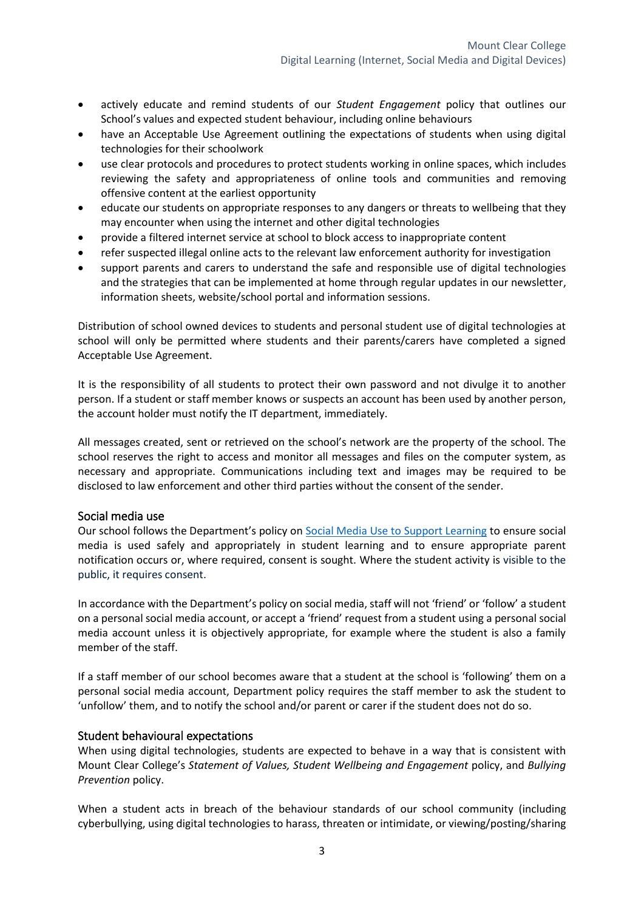- actively educate and remind students of our *Student Engagement* policy that outlines our School's values and expected student behaviour, including online behaviours
- have an Acceptable Use Agreement outlining the expectations of students when using digital technologies for their schoolwork
- use clear protocols and procedures to protect students working in online spaces, which includes reviewing the safety and appropriateness of online tools and communities and removing offensive content at the earliest opportunity
- educate our students on appropriate responses to any dangers or threats to wellbeing that they may encounter when using the internet and other digital technologies
- provide a filtered internet service at school to block access to inappropriate content
- refer suspected illegal online acts to the relevant law enforcement authority for investigation
- support parents and carers to understand the safe and responsible use of digital technologies and the strategies that can be implemented at home through regular updates in our newsletter, information sheets, website/school portal and information sessions.

Distribution of school owned devices to students and personal student use of digital technologies at school will only be permitted where students and their parents/carers have completed a signed Acceptable Use Agreement.

It is the responsibility of all students to protect their own password and not divulge it to another person. If a student or staff member knows or suspects an account has been used by another person, the account holder must notify the IT department, immediately.

All messages created, sent or retrieved on the school's network are the property of the school. The school reserves the right to access and monitor all messages and files on the computer system, as necessary and appropriate. Communications including text and images may be required to be disclosed to law enforcement and other third parties without the consent of the sender.

## Social media use

Our school follows the Department's policy on Social Media Use to Support Learning to ensure social media is used safely and appropriately in student learning and to ensure appropriate parent notification occurs or, where required, consent is sought. Where the student activity is visible to the public, it requires consent.

In accordance with the Department's policy on social media, staff will not 'friend' or 'follow' a student on a personal social media account, or accept a 'friend' request from a student using a personal social media account unless it is objectively appropriate, for example where the student is also a family member of the staff.

If a staff member of our school becomes aware that a student at the school is 'following' them on a personal social media account, Department policy requires the staff member to ask the student to 'unfollow' them, and to notify the school and/or parent or carer if the student does not do so.

## Student behavioural expectations

When using digital technologies, students are expected to behave in a way that is consistent with Mount Clear College's *Statement of Values, Student Wellbeing and Engagement* policy, and *Bullying Prevention* policy.

When a student acts in breach of the behaviour standards of our school community (including cyberbullying, using digital technologies to harass, threaten or intimidate, or viewing/posting/sharing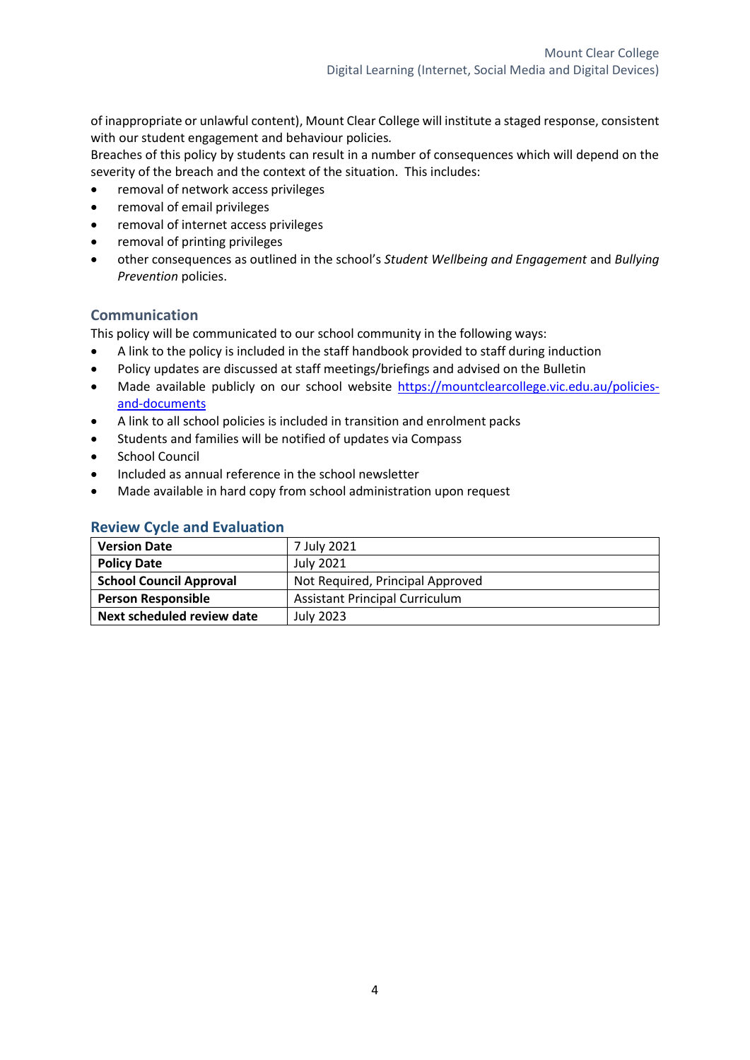of inappropriate or unlawful content), Mount Clear College will institute a staged response, consistent with our student engagement and behaviour policies.
Breaches of this policy by students can result in a number of consequences which will depend on the severity of the breach and the context of the situation. This includes:

- removal of network access privileges
- removal of email privileges
- removal of internet access privileges
- removal of printing privileges
- other consequences as outlined in the school's *Student Wellbeing and Engagement* and *Bullying Prevention* policies.

## Communication

This policy will be communicated to our school community in the following ways:

- A link to the policy is included in the staff handbook provided to staff during induction
- Policy updates are discussed at staff meetings/briefings and advised on the Bulletin
- Made available publicly on our school website https://mountclearcollege.vic.edu.au/policies-and-documents
- A link to all school policies is included in transition and enrolment packs
- Students and families will be notified of updates via Compass
- School Council
- Included as annual reference in the school newsletter
- Made available in hard copy from school administration upon request

## Review Cycle and Evaluation

| **Version Date** | 7 July 2021 |
|---|---|
| **Policy Date** | July 2021 |
| **School Council Approval** | Not Required, Principal Approved |
| **Person Responsible** | Assistant Principal Curriculum |
| **Next scheduled review date** | July 2023 |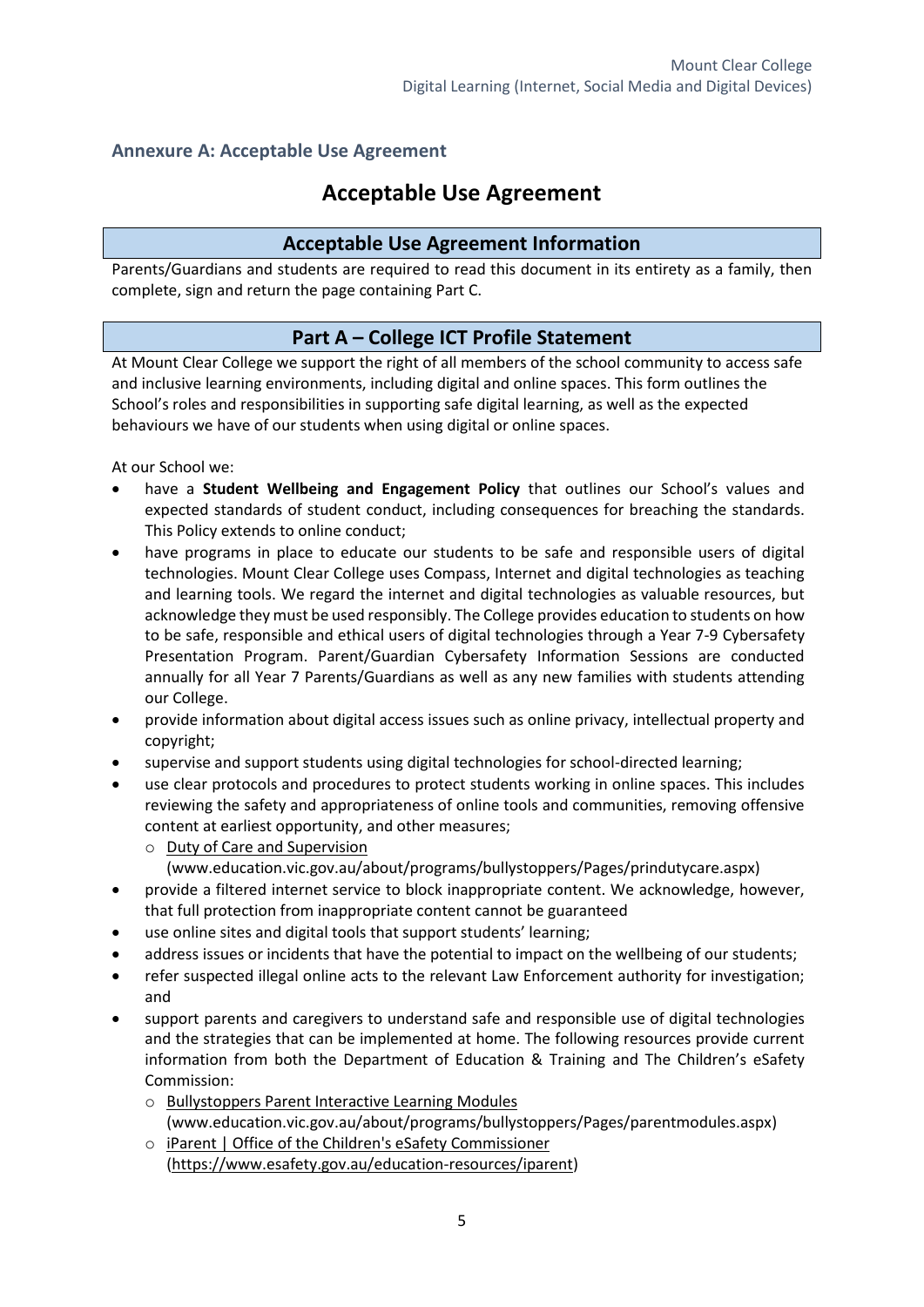## Annexure A: Acceptable Use Agreement

# Acceptable Use Agreement

### Acceptable Use Agreement Information

Parents/Guardians and students are required to read this document in its entirety as a family, then complete, sign and return the page containing Part C.

### Part A – College ICT Profile Statement

At Mount Clear College we support the right of all members of the school community to access safe and inclusive learning environments, including digital and online spaces. This form outlines the School's roles and responsibilities in supporting safe digital learning, as well as the expected behaviours we have of our students when using digital or online spaces.

At our School we:

- have a **Student Wellbeing and Engagement Policy** that outlines our School's values and expected standards of student conduct, including consequences for breaching the standards. This Policy extends to online conduct;
- have programs in place to educate our students to be safe and responsible users of digital technologies. Mount Clear College uses Compass, Internet and digital technologies as teaching and learning tools. We regard the internet and digital technologies as valuable resources, but acknowledge they must be used responsibly. The College provides education to students on how to be safe, responsible and ethical users of digital technologies through a Year 7-9 Cybersafety Presentation Program. Parent/Guardian Cybersafety Information Sessions are conducted annually for all Year 7 Parents/Guardians as well as any new families with students attending our College.
- provide information about digital access issues such as online privacy, intellectual property and copyright;
- supervise and support students using digital technologies for school-directed learning;
- use clear protocols and procedures to protect students working in online spaces. This includes reviewing the safety and appropriateness of online tools and communities, removing offensive content at earliest opportunity, and other measures;
  - Duty of Care and Supervision (www.education.vic.gov.au/about/programs/bullystoppers/Pages/prindutycare.aspx)
- provide a filtered internet service to block inappropriate content. We acknowledge, however, that full protection from inappropriate content cannot be guaranteed
- use online sites and digital tools that support students' learning;
- address issues or incidents that have the potential to impact on the wellbeing of our students;
- refer suspected illegal online acts to the relevant Law Enforcement authority for investigation; and
- support parents and caregivers to understand safe and responsible use of digital technologies and the strategies that can be implemented at home. The following resources provide current information from both the Department of Education & Training and The Children's eSafety Commission:
  - Bullystoppers Parent Interactive Learning Modules (www.education.vic.gov.au/about/programs/bullystoppers/Pages/parentmodules.aspx)
  - iParent | Office of the Children's eSafety Commissioner (https://www.esafety.gov.au/education-resources/iparent)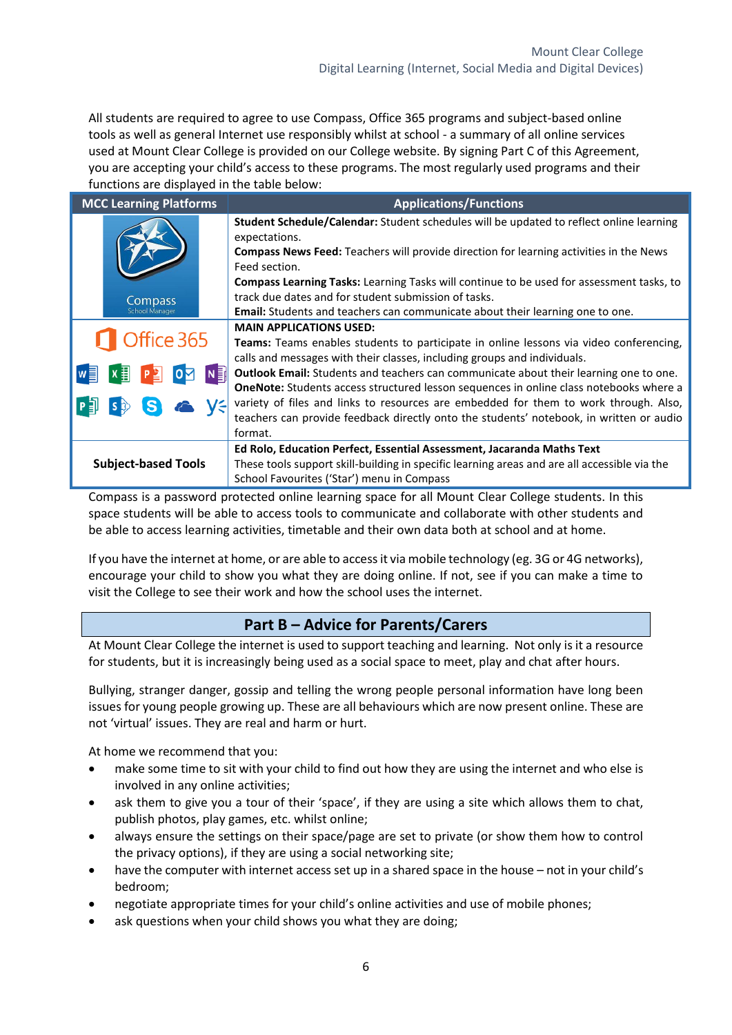All students are required to agree to use Compass, Office 365 programs and subject-based online tools as well as general Internet use responsibly whilst at school - a summary of all online services used at Mount Clear College is provided on our College website. By signing Part C of this Agreement, you are accepting your child's access to these programs. The most regularly used programs and their functions are displayed in the table below:

| MCC Learning Platforms | Applications/Functions |
|---|---|
| Compass School Manager | **Student Schedule/Calendar:** Student schedules will be updated to reflect online learning expectations.<br>**Compass News Feed:** Teachers will provide direction for learning activities in the News Feed section.<br>**Compass Learning Tasks:** Learning Tasks will continue to be used for assessment tasks, to track due dates and for student submission of tasks.<br>**Email:** Students and teachers can communicate about their learning one to one. |
| Office 365 | **MAIN APPLICATIONS USED:**<br>**Teams:** Teams enables students to participate in online lessons via video conferencing, calls and messages with their classes, including groups and individuals.<br>**Outlook Email:** Students and teachers can communicate about their learning one to one.<br>**OneNote:** Students access structured lesson sequences in online class notebooks where a variety of files and links to resources are embedded for them to work through. Also, teachers can provide feedback directly onto the students' notebook, in written or audio format. |
| **Subject-based Tools** | **Ed Rolo, Education Perfect, Essential Assessment, Jacaranda Maths Text**<br>These tools support skill-building in specific learning areas and are all accessible via the School Favourites ('Star') menu in Compass |

Compass is a password protected online learning space for all Mount Clear College students. In this space students will be able to access tools to communicate and collaborate with other students and be able to access learning activities, timetable and their own data both at school and at home.

If you have the internet at home, or are able to access it via mobile technology (eg. 3G or 4G networks), encourage your child to show you what they are doing online. If not, see if you can make a time to visit the College to see their work and how the school uses the internet.

## Part B – Advice for Parents/Carers

At Mount Clear College the internet is used to support teaching and learning. Not only is it a resource for students, but it is increasingly being used as a social space to meet, play and chat after hours.

Bullying, stranger danger, gossip and telling the wrong people personal information have long been issues for young people growing up. These are all behaviours which are now present online. These are not 'virtual' issues. They are real and harm or hurt.

At home we recommend that you:

- make some time to sit with your child to find out how they are using the internet and who else is involved in any online activities;
- ask them to give you a tour of their 'space', if they are using a site which allows them to chat, publish photos, play games, etc. whilst online;
- always ensure the settings on their space/page are set to private (or show them how to control the privacy options), if they are using a social networking site;
- have the computer with internet access set up in a shared space in the house – not in your child's bedroom;
- negotiate appropriate times for your child's online activities and use of mobile phones;
- ask questions when your child shows you what they are doing;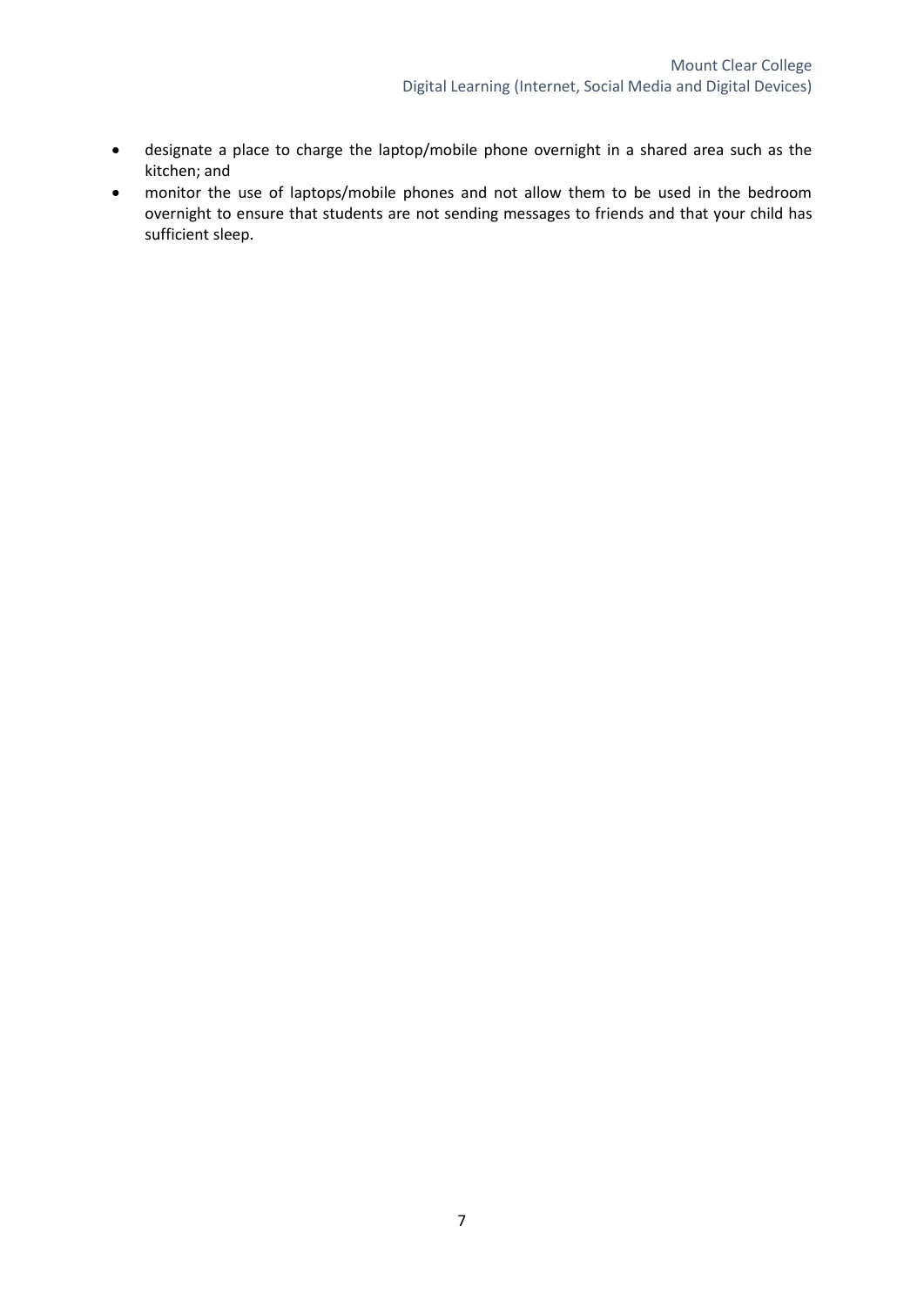- designate a place to charge the laptop/mobile phone overnight in a shared area such as the kitchen; and
- monitor the use of laptops/mobile phones and not allow them to be used in the bedroom overnight to ensure that students are not sending messages to friends and that your child has sufficient sleep.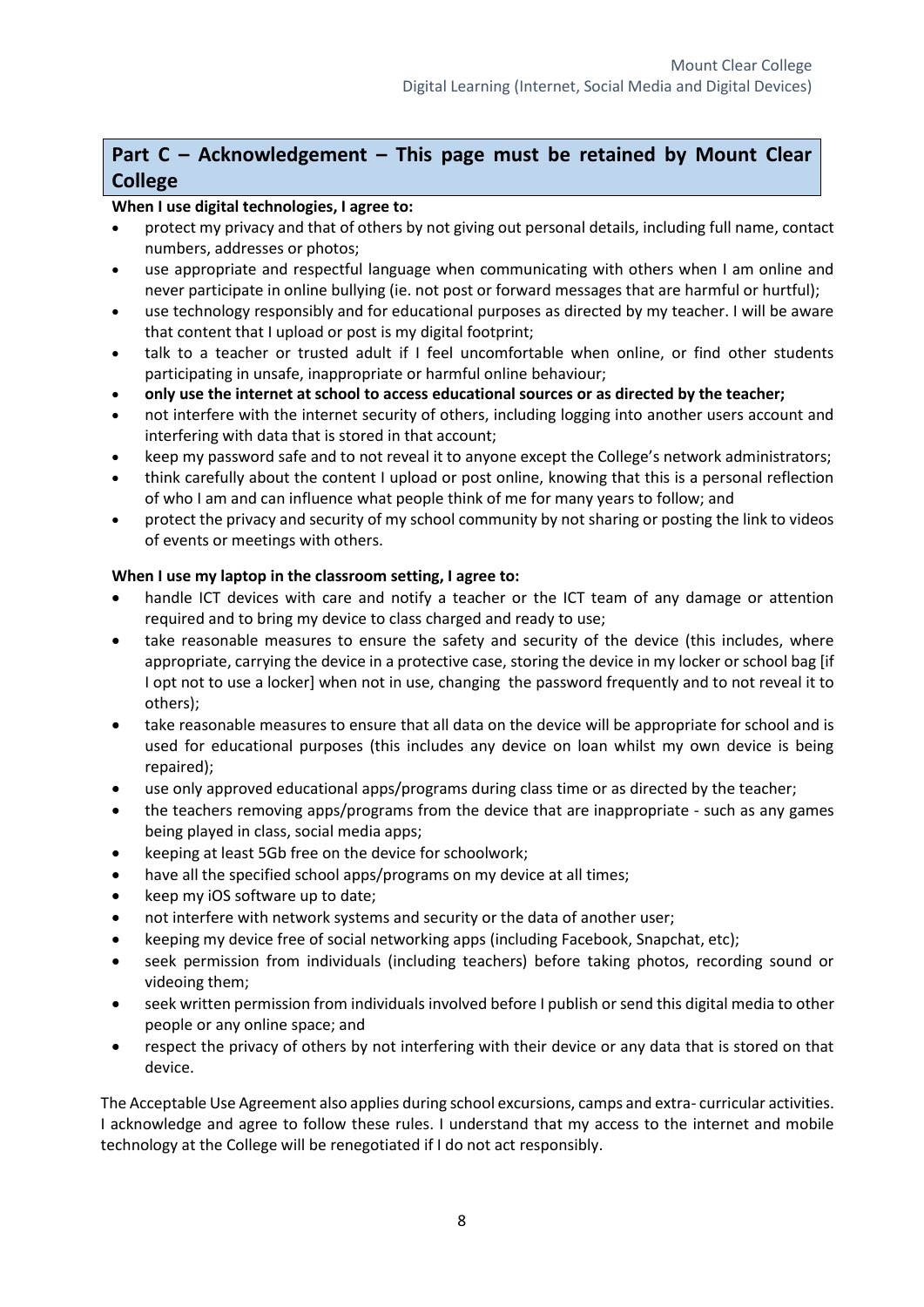## Part C – Acknowledgement – This page must be retained by Mount Clear College

**When I use digital technologies, I agree to:**

- protect my privacy and that of others by not giving out personal details, including full name, contact numbers, addresses or photos;
- use appropriate and respectful language when communicating with others when I am online and never participate in online bullying (ie. not post or forward messages that are harmful or hurtful);
- use technology responsibly and for educational purposes as directed by my teacher. I will be aware that content that I upload or post is my digital footprint;
- talk to a teacher or trusted adult if I feel uncomfortable when online, or find other students participating in unsafe, inappropriate or harmful online behaviour;
- **only use the internet at school to access educational sources or as directed by the teacher;**
- not interfere with the internet security of others, including logging into another users account and interfering with data that is stored in that account;
- keep my password safe and to not reveal it to anyone except the College's network administrators;
- think carefully about the content I upload or post online, knowing that this is a personal reflection of who I am and can influence what people think of me for many years to follow; and
- protect the privacy and security of my school community by not sharing or posting the link to videos of events or meetings with others.

**When I use my laptop in the classroom setting, I agree to:**

- handle ICT devices with care and notify a teacher or the ICT team of any damage or attention required and to bring my device to class charged and ready to use;
- take reasonable measures to ensure the safety and security of the device (this includes, where appropriate, carrying the device in a protective case, storing the device in my locker or school bag [if I opt not to use a locker] when not in use, changing the password frequently and to not reveal it to others);
- take reasonable measures to ensure that all data on the device will be appropriate for school and is used for educational purposes (this includes any device on loan whilst my own device is being repaired);
- use only approved educational apps/programs during class time or as directed by the teacher;
- the teachers removing apps/programs from the device that are inappropriate - such as any games being played in class, social media apps;
- keeping at least 5Gb free on the device for schoolwork;
- have all the specified school apps/programs on my device at all times;
- keep my iOS software up to date;
- not interfere with network systems and security or the data of another user;
- keeping my device free of social networking apps (including Facebook, Snapchat, etc);
- seek permission from individuals (including teachers) before taking photos, recording sound or videoing them;
- seek written permission from individuals involved before I publish or send this digital media to other people or any online space; and
- respect the privacy of others by not interfering with their device or any data that is stored on that device.

The Acceptable Use Agreement also applies during school excursions, camps and extra- curricular activities. I acknowledge and agree to follow these rules. I understand that my access to the internet and mobile technology at the College will be renegotiated if I do not act responsibly.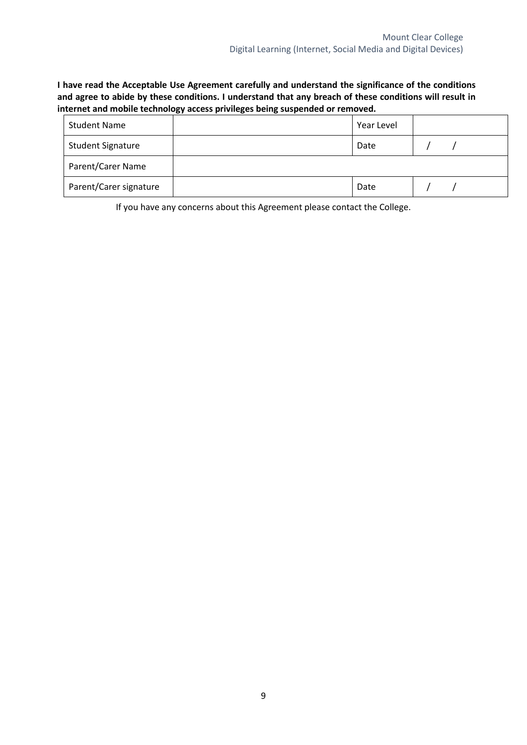**I have read the Acceptable Use Agreement carefully and understand the significance of the conditions and agree to abide by these conditions. I understand that any breach of these conditions will result in internet and mobile technology access privileges being suspended or removed.**

| | | | |
|---|---|---|---|
| Student Name | | Year Level | |
| Student Signature | | Date | / / |
| Parent/Carer Name | | | |
| Parent/Carer signature | | Date | / / |

If you have any concerns about this Agreement please contact the College.